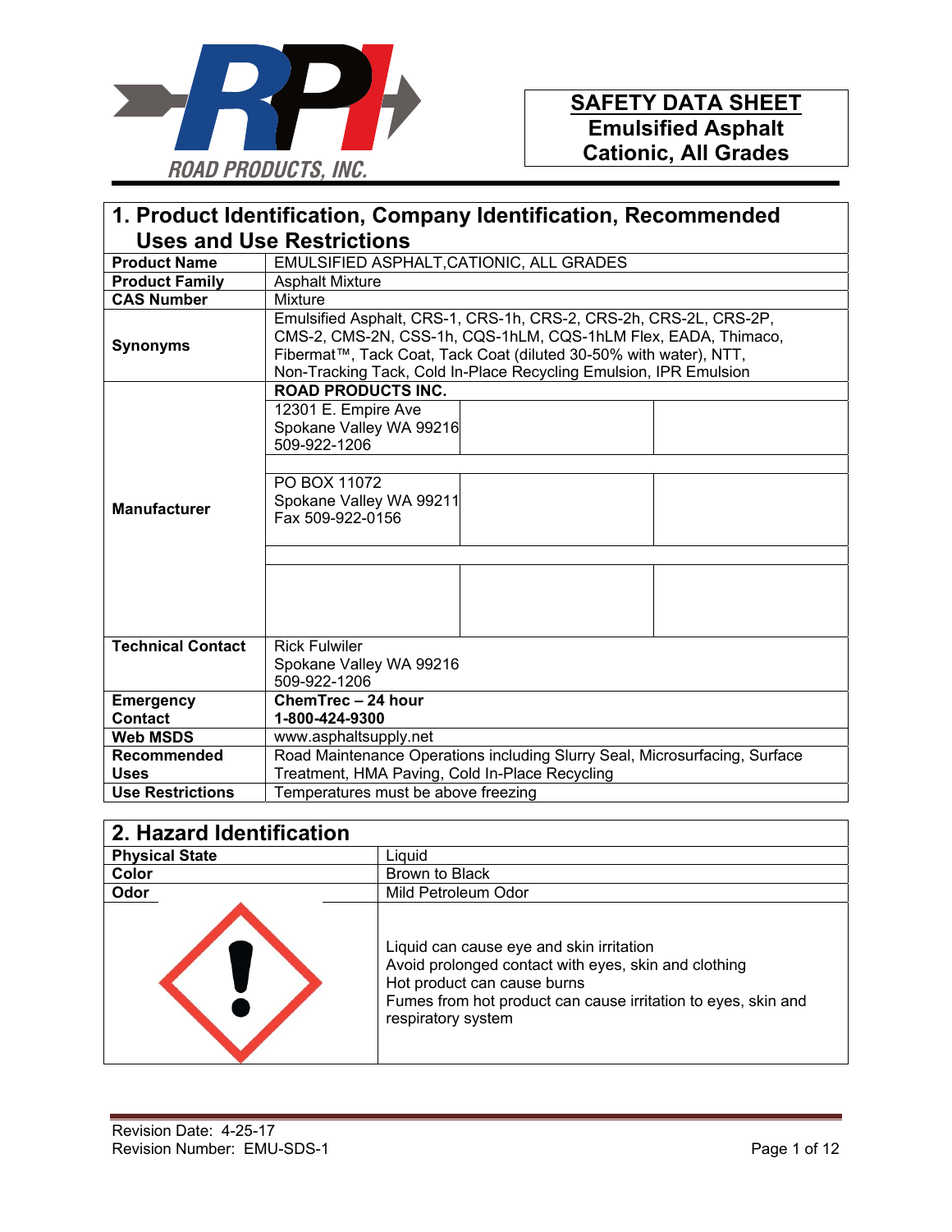ROAD PRODUCTS, INC.

# SAFETY DATA SHEET
## Emulsified Asphalt Cationic, All Grades

## 1. Product Identification, Company Identification, Recommended Uses and Use Restrictions

| | |
|---|---|
| **Product Name** | EMULSIFIED ASPHALT,CATIONIC, ALL GRADES |
| **Product Family** | Asphalt Mixture |
| **CAS Number** | Mixture |
| **Synonyms** | Emulsified Asphalt, CRS-1, CRS-1h, CRS-2, CRS-2h, CRS-2L, CRS-2P, CMS-2, CMS-2N, CSS-1h, CQS-1hLM, CQS-1hLM Flex, EADA, Thimaco, Fibermat™, Tack Coat, Tack Coat (diluted 30-50% with water), NTT, Non-Tracking Tack, Cold In-Place Recycling Emulsion, IPR Emulsion |
| **Manufacturer** | **ROAD PRODUCTS INC.**<br>12301 E. Empire Ave<br>Spokane Valley WA 99216<br>509-922-1206<br><br>PO BOX 11072<br>Spokane Valley WA 99211<br>Fax 509-922-0156 |
| **Technical Contact** | Rick Fulwiler<br>Spokane Valley WA 99216<br>509-922-1206 |
| **Emergency Contact** | **ChemTrec – 24 hour**<br>**1-800-424-9300** |
| **Web MSDS** | www.asphaltsupply.net |
| **Recommended Uses** | Road Maintenance Operations including Slurry Seal, Microsurfacing, Surface Treatment, HMA Paving, Cold In-Place Recycling |
| **Use Restrictions** | Temperatures must be above freezing |

## 2. Hazard Identification

| | |
|---|---|
| **Physical State** | Liquid |
| **Color** | Brown to Black |
| **Odor** | Mild Petroleum Odor |
| | Liquid can cause eye and skin irritation<br>Avoid prolonged contact with eyes, skin and clothing<br>Hot product can cause burns<br>Fumes from hot product can cause irritation to eyes, skin and respiratory system |

Revision Date: 4-25-17
Revision Number: EMU-SDS-1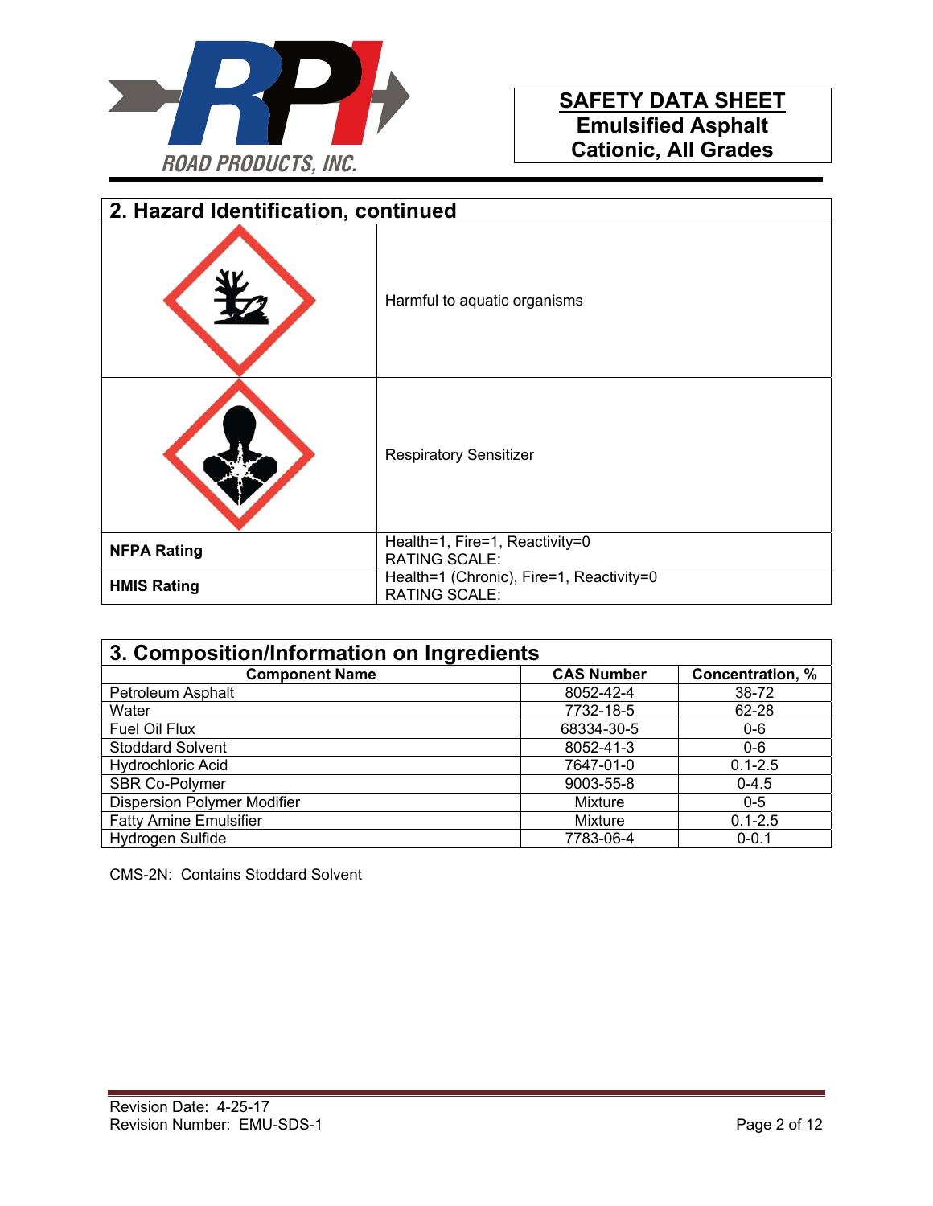## 2. Hazard Identification, continued

| | |
|---|---|
| | Harmful to aquatic organisms |
| | Respiratory Sensitizer |
| **NFPA Rating** | Health=1, Fire=1, Reactivity=0<br>RATING SCALE: |
| **HMIS Rating** | Health=1 (Chronic), Fire=1, Reactivity=0<br>RATING SCALE: |

## 3. Composition/Information on Ingredients

| Component Name | CAS Number | Concentration, % |
|---|---|---|
| Petroleum Asphalt | 8052-42-4 | 38-72 |
| Water | 7732-18-5 | 62-28 |
| Fuel Oil Flux | 68334-30-5 | 0-6 |
| Stoddard Solvent | 8052-41-3 | 0-6 |
| Hydrochloric Acid | 7647-01-0 | 0.1-2.5 |
| SBR Co-Polymer | 9003-55-8 | 0-4.5 |
| Dispersion Polymer Modifier | Mixture | 0-5 |
| Fatty Amine Emulsifier | Mixture | 0.1-2.5 |
| Hydrogen Sulfide | 7783-06-4 | 0-0.1 |

CMS-2N: Contains Stoddard Solvent

Revision Date: 4-25-17
Revision Number: EMU-SDS-1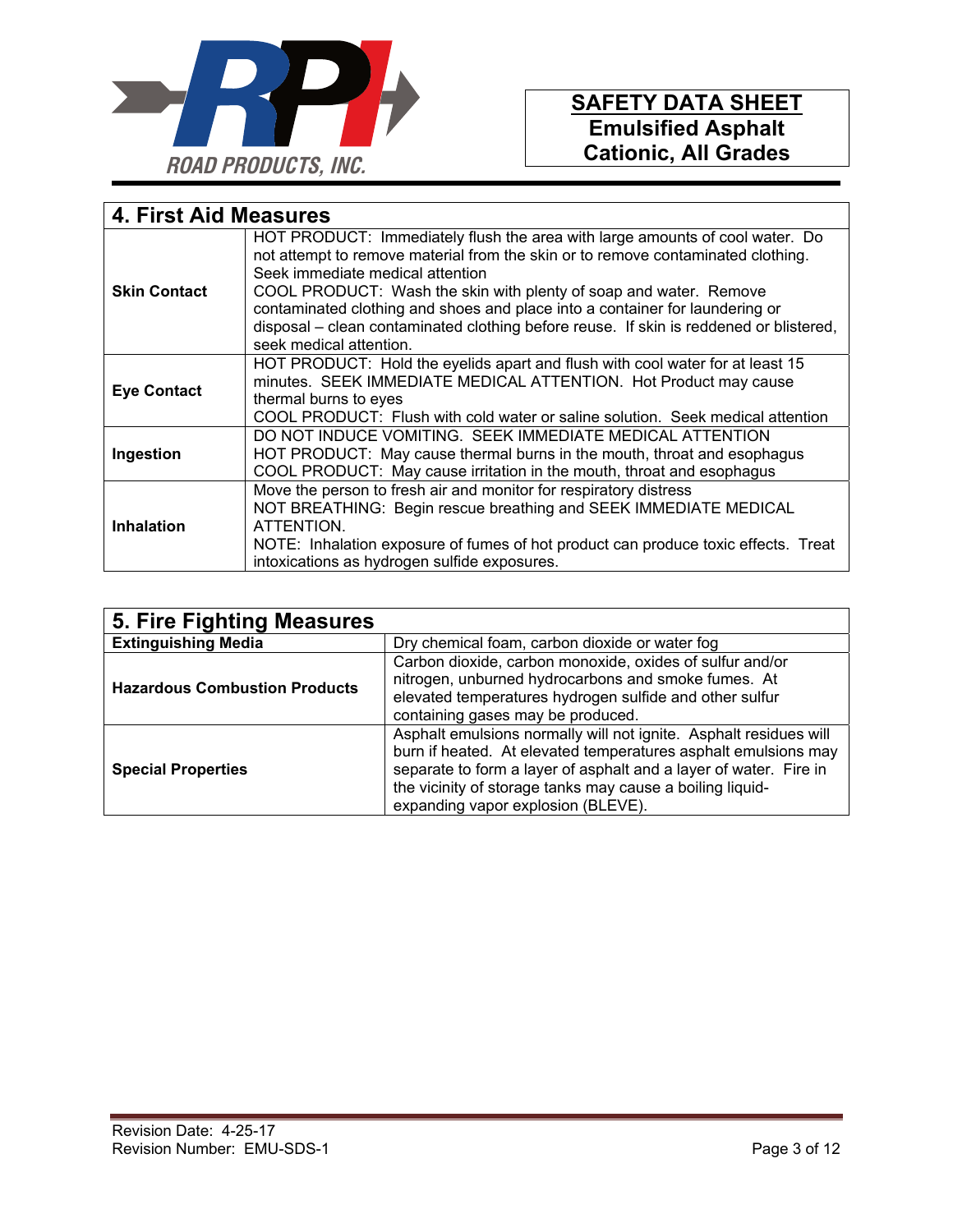## 4. First Aid Measures

| | |
|---|---|
| **Skin Contact** | HOT PRODUCT: Immediately flush the area with large amounts of cool water. Do not attempt to remove material from the skin or to remove contaminated clothing. Seek immediate medical attention<br>COOL PRODUCT: Wash the skin with plenty of soap and water. Remove contaminated clothing and shoes and place into a container for laundering or disposal – clean contaminated clothing before reuse. If skin is reddened or blistered, seek medical attention. |
| **Eye Contact** | HOT PRODUCT: Hold the eyelids apart and flush with cool water for at least 15 minutes. SEEK IMMEDIATE MEDICAL ATTENTION. Hot Product may cause thermal burns to eyes<br>COOL PRODUCT: Flush with cold water or saline solution. Seek medical attention |
| **Ingestion** | DO NOT INDUCE VOMITING. SEEK IMMEDIATE MEDICAL ATTENTION<br>HOT PRODUCT: May cause thermal burns in the mouth, throat and esophagus<br>COOL PRODUCT: May cause irritation in the mouth, throat and esophagus |
| **Inhalation** | Move the person to fresh air and monitor for respiratory distress<br>NOT BREATHING: Begin rescue breathing and SEEK IMMEDIATE MEDICAL ATTENTION.<br>NOTE: Inhalation exposure of fumes of hot product can produce toxic effects. Treat intoxications as hydrogen sulfide exposures. |

## 5. Fire Fighting Measures

| | |
|---|---|
| **Extinguishing Media** | Dry chemical foam, carbon dioxide or water fog |
| **Hazardous Combustion Products** | Carbon dioxide, carbon monoxide, oxides of sulfur and/or nitrogen, unburned hydrocarbons and smoke fumes. At elevated temperatures hydrogen sulfide and other sulfur containing gases may be produced. |
| **Special Properties** | Asphalt emulsions normally will not ignite. Asphalt residues will burn if heated. At elevated temperatures asphalt emulsions may separate to form a layer of asphalt and a layer of water. Fire in the vicinity of storage tanks may cause a boiling liquid-expanding vapor explosion (BLEVE). |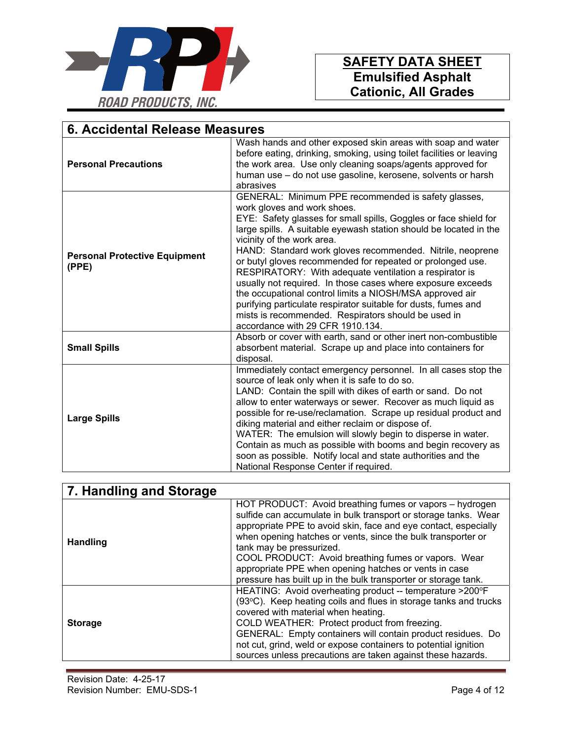## 6. Accidental Release Measures

| | |
|---|---|
| **Personal Precautions** | Wash hands and other exposed skin areas with soap and water before eating, drinking, smoking, using toilet facilities or leaving the work area. Use only cleaning soaps/agents approved for human use – do not use gasoline, kerosene, solvents or harsh abrasives |
| **Personal Protective Equipment (PPE)** | GENERAL: Minimum PPE recommended is safety glasses, work gloves and work shoes.<br>EYE: Safety glasses for small spills, Goggles or face shield for large spills. A suitable eyewash station should be located in the vicinity of the work area.<br>HAND: Standard work gloves recommended. Nitrile, neoprene or butyl gloves recommended for repeated or prolonged use.<br>RESPIRATORY: With adequate ventilation a respirator is usually not required. In those cases where exposure exceeds the occupational control limits a NIOSH/MSA approved air purifying particulate respirator suitable for dusts, fumes and mists is recommended. Respirators should be used in accordance with 29 CFR 1910.134. |
| **Small Spills** | Absorb or cover with earth, sand or other inert non-combustible absorbent material. Scrape up and place into containers for disposal. |
| **Large Spills** | Immediately contact emergency personnel. In all cases stop the source of leak only when it is safe to do so.<br>LAND: Contain the spill with dikes of earth or sand. Do not allow to enter waterways or sewer. Recover as much liquid as possible for re-use/reclamation. Scrape up residual product and diking material and either reclaim or dispose of.<br>WATER: The emulsion will slowly begin to disperse in water. Contain as much as possible with booms and begin recovery as soon as possible. Notify local and state authorities and the National Response Center if required. |

## 7. Handling and Storage

| | |
|---|---|
| **Handling** | HOT PRODUCT: Avoid breathing fumes or vapors – hydrogen sulfide can accumulate in bulk transport or storage tanks. Wear appropriate PPE to avoid skin, face and eye contact, especially when opening hatches or vents, since the bulk transporter or tank may be pressurized.<br>COOL PRODUCT: Avoid breathing fumes or vapors. Wear appropriate PPE when opening hatches or vents in case pressure has built up in the bulk transporter or storage tank. |
| **Storage** | HEATING: Avoid overheating product -- temperature >200°F (93°C). Keep heating coils and flues in storage tanks and trucks covered with material when heating.<br>COLD WEATHER: Protect product from freezing.<br>GENERAL: Empty containers will contain product residues. Do not cut, grind, weld or expose containers to potential ignition sources unless precautions are taken against these hazards. |

Revision Date: 4-25-17
Revision Number: EMU-SDS-1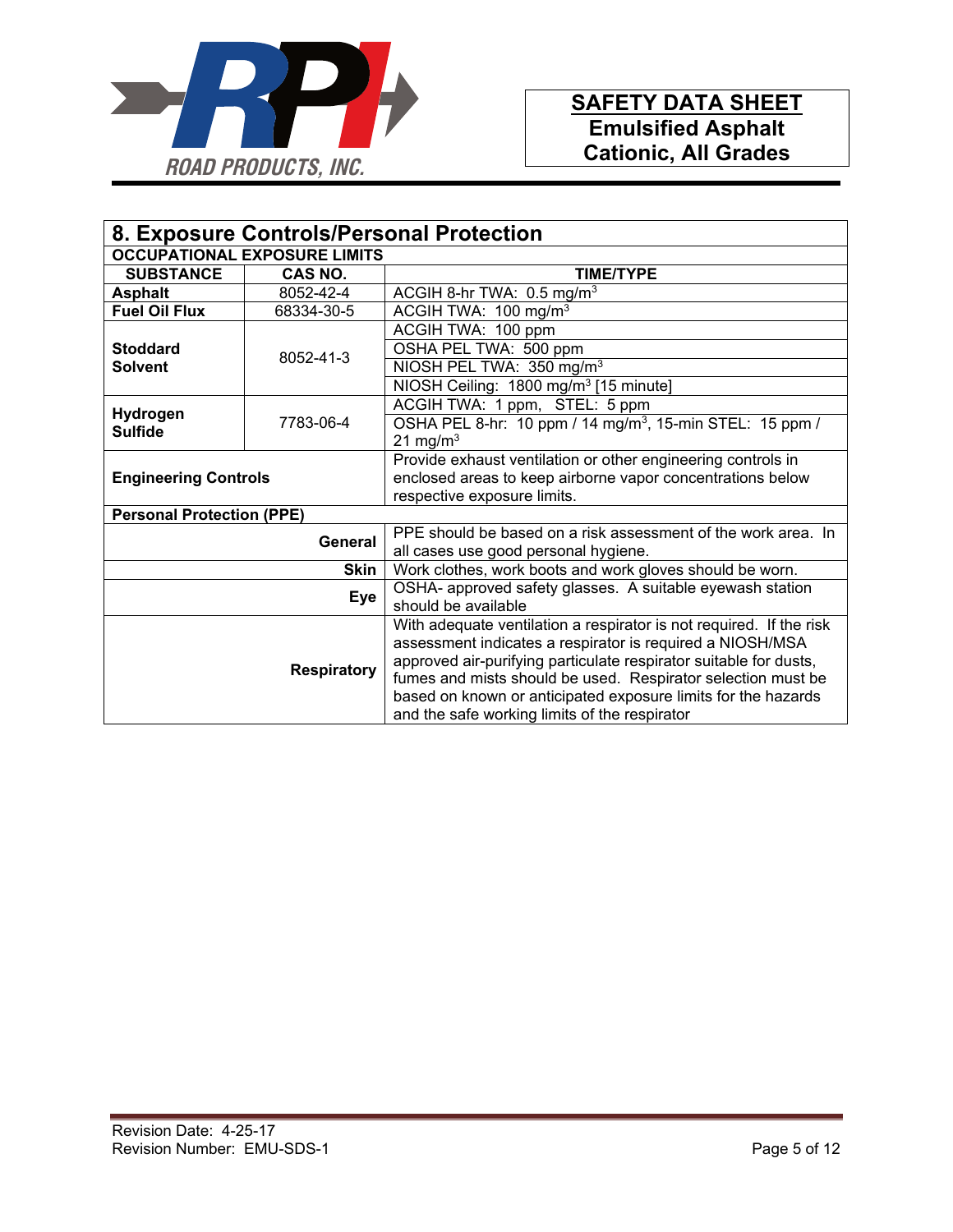## 8. Exposure Controls/Personal Protection

**OCCUPATIONAL EXPOSURE LIMITS**

| SUBSTANCE | CAS NO. | TIME/TYPE |
|---|---|---|
| **Asphalt** | 8052-42-4 | ACGIH 8-hr TWA: 0.5 mg/m$^3$ |
| **Fuel Oil Flux** | 68334-30-5 | ACGIH TWA: 100 mg/m$^3$ |
| **Stoddard Solvent** | 8052-41-3 | ACGIH TWA: 100 ppm |
| | | OSHA PEL TWA: 500 ppm |
| | | NIOSH PEL TWA: 350 mg/m$^3$ |
| | | NIOSH Ceiling: 1800 mg/m$^3$ [15 minute] |
| **Hydrogen Sulfide** | 7783-06-4 | ACGIH TWA: 1 ppm, STEL: 5 ppm |
| | | OSHA PEL 8-hr: 10 ppm / 14 mg/m$^3$, 15-min STEL: 15 ppm / 21 mg/m$^3$ |
| **Engineering Controls** | | Provide exhaust ventilation or other engineering controls in enclosed areas to keep airborne vapor concentrations below respective exposure limits. |

**Personal Protection (PPE)**

| | |
|---|---|
| **General** | PPE should be based on a risk assessment of the work area. In all cases use good personal hygiene. |
| **Skin** | Work clothes, work boots and work gloves should be worn. |
| **Eye** | OSHA- approved safety glasses. A suitable eyewash station should be available |
| **Respiratory** | With adequate ventilation a respirator is not required. If the risk assessment indicates a respirator is required a NIOSH/MSA approved air-purifying particulate respirator suitable for dusts, fumes and mists should be used. Respirator selection must be based on known or anticipated exposure limits for the hazards and the safe working limits of the respirator |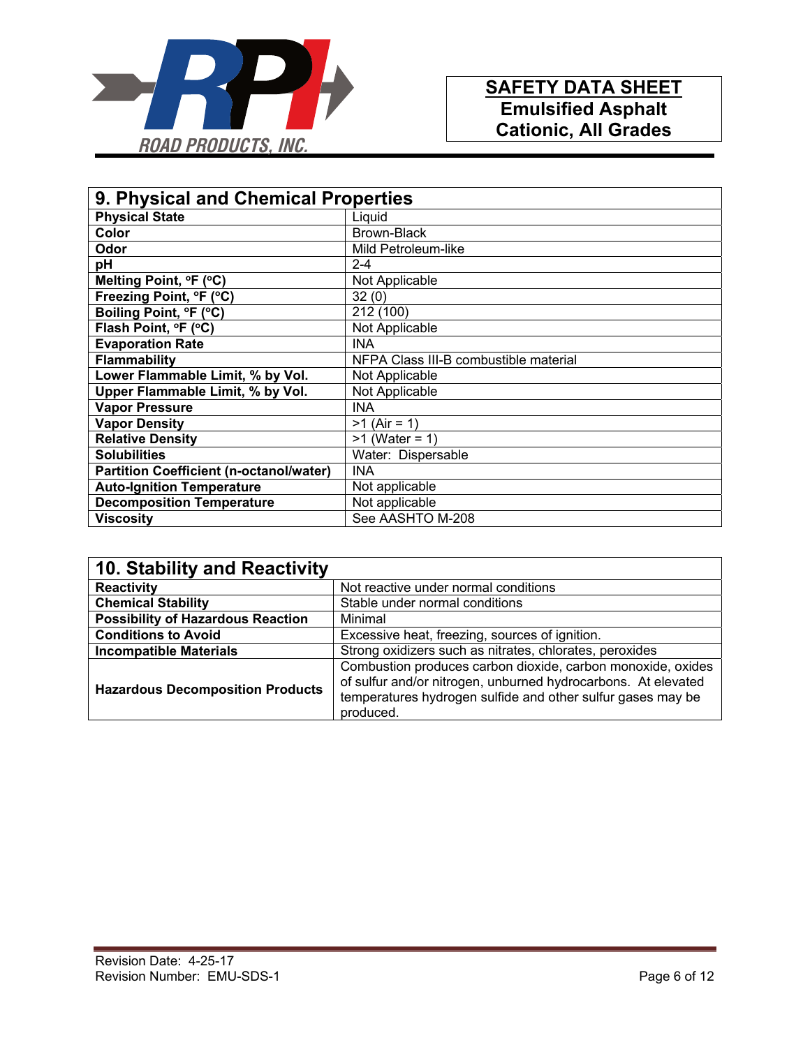| 9. Physical and Chemical Properties | |
|---|---|
| **Physical State** | Liquid |
| **Color** | Brown-Black |
| **Odor** | Mild Petroleum-like |
| **pH** | 2-4 |
| **Melting Point, °F (°C)** | Not Applicable |
| **Freezing Point, °F (°C)** | 32 (0) |
| **Boiling Point, °F (°C)** | 212 (100) |
| **Flash Point, °F (°C)** | Not Applicable |
| **Evaporation Rate** | INA |
| **Flammability** | NFPA Class III-B combustible material |
| **Lower Flammable Limit, % by Vol.** | Not Applicable |
| **Upper Flammable Limit, % by Vol.** | Not Applicable |
| **Vapor Pressure** | INA |
| **Vapor Density** | >1 (Air = 1) |
| **Relative Density** | >1 (Water = 1) |
| **Solubilities** | Water: Dispersable |
| **Partition Coefficient (n-octanol/water)** | INA |
| **Auto-Ignition Temperature** | Not applicable |
| **Decomposition Temperature** | Not applicable |
| **Viscosity** | See AASHTO M-208 |

| 10. Stability and Reactivity | |
|---|---|
| **Reactivity** | Not reactive under normal conditions |
| **Chemical Stability** | Stable under normal conditions |
| **Possibility of Hazardous Reaction** | Minimal |
| **Conditions to Avoid** | Excessive heat, freezing, sources of ignition. |
| **Incompatible Materials** | Strong oxidizers such as nitrates, chlorates, peroxides |
| **Hazardous Decomposition Products** | Combustion produces carbon dioxide, carbon monoxide, oxides of sulfur and/or nitrogen, unburned hydrocarbons. At elevated temperatures hydrogen sulfide and other sulfur gases may be produced. |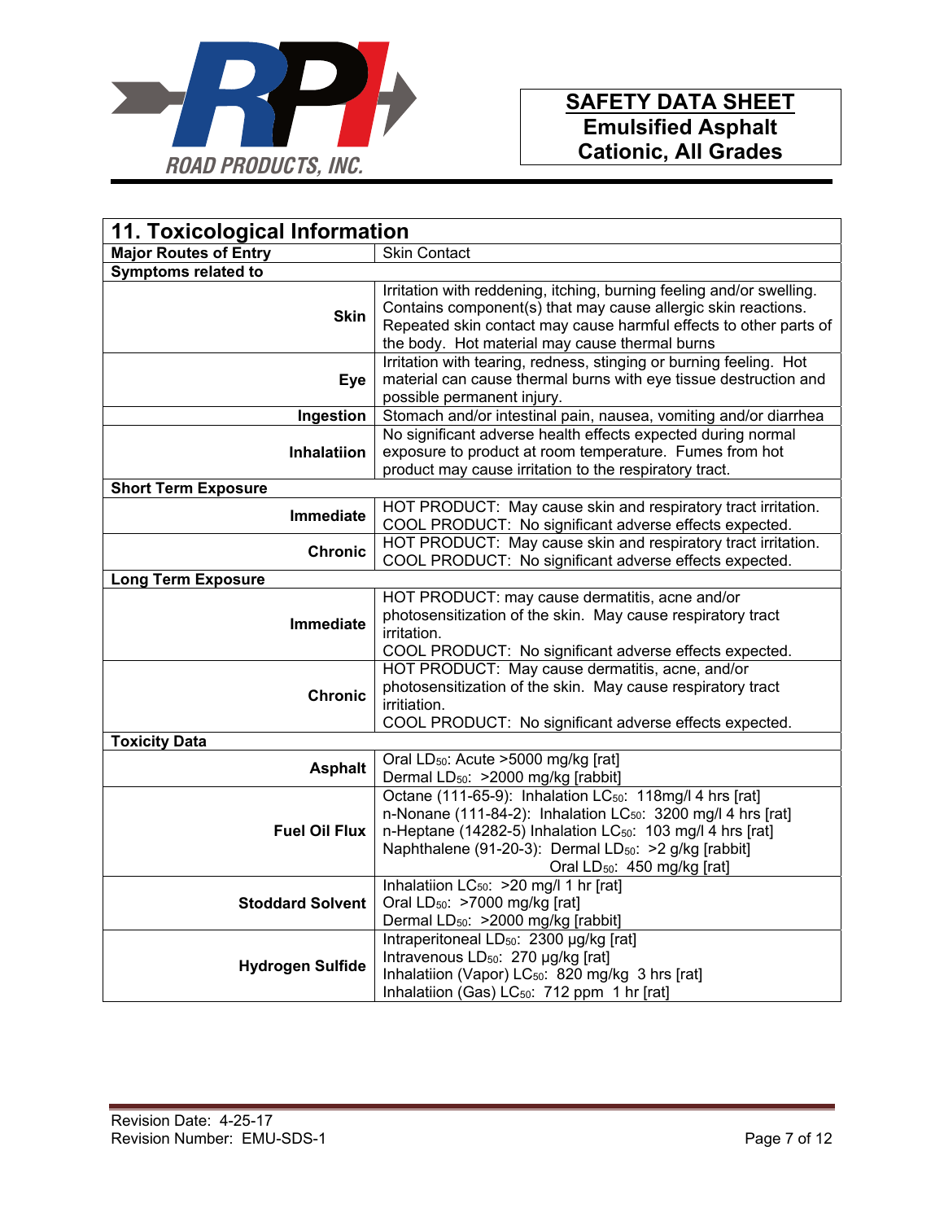## 11. Toxicological Information

| | |
|---|---|
| **Major Routes of Entry** | Skin Contact |
| **Symptoms related to** | |
| **Skin** | Irritation with reddening, itching, burning feeling and/or swelling. Contains component(s) that may cause allergic skin reactions. Repeated skin contact may cause harmful effects to other parts of the body. Hot material may cause thermal burns |
| **Eye** | Irritation with tearing, redness, stinging or burning feeling. Hot material can cause thermal burns with eye tissue destruction and possible permanent injury. |
| **Ingestion** | Stomach and/or intestinal pain, nausea, vomiting and/or diarrhea |
| **Inhalatiion** | No significant adverse health effects expected during normal exposure to product at room temperature. Fumes from hot product may cause irritation to the respiratory tract. |
| **Short Term Exposure** | |
| **Immediate** | HOT PRODUCT: May cause skin and respiratory tract irritation.<br>COOL PRODUCT: No significant adverse effects expected. |
| **Chronic** | HOT PRODUCT: May cause skin and respiratory tract irritation.<br>COOL PRODUCT: No significant adverse effects expected. |
| **Long Term Exposure** | |
| **Immediate** | HOT PRODUCT: may cause dermatitis, acne and/or photosensitization of the skin. May cause respiratory tract irritation.<br>COOL PRODUCT: No significant adverse effects expected. |
| **Chronic** | HOT PRODUCT: May cause dermatitis, acne, and/or photosensitization of the skin. May cause respiratory tract irritiation.<br>COOL PRODUCT: No significant adverse effects expected. |
| **Toxicity Data** | |
| **Asphalt** | Oral $LD_{50}$: Acute >5000 mg/kg [rat]<br>Dermal $LD_{50}$: >2000 mg/kg [rabbit] |
| **Fuel Oil Flux** | Octane (111-65-9): Inhalation $LC_{50}$: 118mg/l 4 hrs [rat]<br>n-Nonane (111-84-2): Inhalation $LC_{50}$: 3200 mg/l 4 hrs [rat]<br>n-Heptane (14282-5) Inhalation $LC_{50}$: 103 mg/l 4 hrs [rat]<br>Naphthalene (91-20-3): Dermal $LD_{50}$: >2 g/kg [rabbit]<br>Oral $LD_{50}$: 450 mg/kg [rat] |
| **Stoddard Solvent** | Inhalatiion $LC_{50}$: >20 mg/l 1 hr [rat]<br>Oral $LD_{50}$: >7000 mg/kg [rat]<br>Dermal $LD_{50}$: >2000 mg/kg [rabbit] |
| **Hydrogen Sulfide** | Intraperitoneal $LD_{50}$: 2300 µg/kg [rat]<br>Intravenous $LD_{50}$: 270 µg/kg [rat]<br>Inhalatiion (Vapor) $LC_{50}$: 820 mg/kg 3 hrs [rat]<br>Inhalatiion (Gas) $LC_{50}$: 712 ppm 1 hr [rat] |

Revision Date: 4-25-17
Revision Number: EMU-SDS-1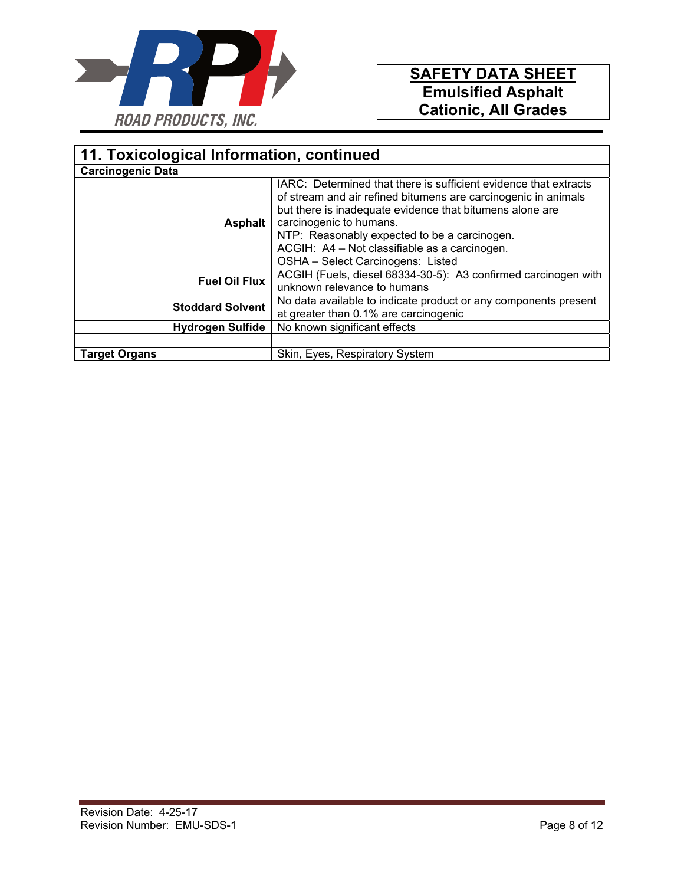## 11. Toxicological Information, continued

| Carcinogenic Data | |
|---|---|
| **Asphalt** | IARC: Determined that there is sufficient evidence that extracts of stream and air refined bitumens are carcinogenic in animals but there is inadequate evidence that bitumens alone are carcinogenic to humans.<br>NTP: Reasonably expected to be a carcinogen.<br>ACGIH: A4 – Not classifiable as a carcinogen.<br>OSHA – Select Carcinogens: Listed |
| **Fuel Oil Flux** | ACGIH (Fuels, diesel 68334-30-5): A3 confirmed carcinogen with unknown relevance to humans |
| **Stoddard Solvent** | No data available to indicate product or any components present at greater than 0.1% are carcinogenic |
| **Hydrogen Sulfide** | No known significant effects |
| | |
| **Target Organs** | Skin, Eyes, Respiratory System |

Revision Date: 4-25-17
Revision Number: EMU-SDS-1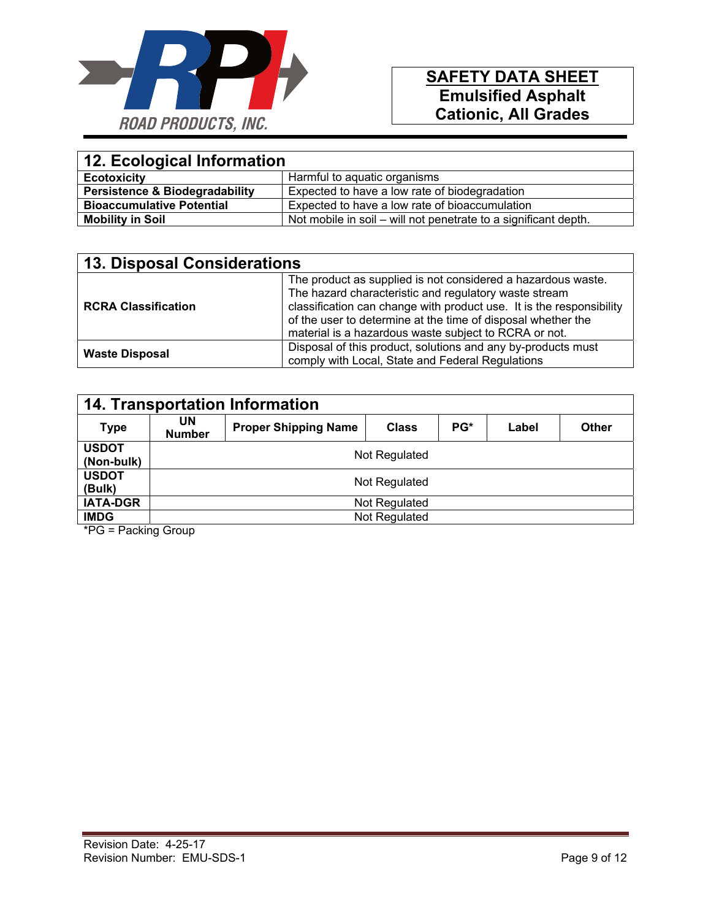## 12. Ecological Information

| | |
|---|---|
| **Ecotoxicity** | Harmful to aquatic organisms |
| **Persistence & Biodegradability** | Expected to have a low rate of biodegradation |
| **Bioaccumulative Potential** | Expected to have a low rate of bioaccumulation |
| **Mobility in Soil** | Not mobile in soil – will not penetrate to a significant depth. |

## 13. Disposal Considerations

| | |
|---|---|
| **RCRA Classification** | The product as supplied is not considered a hazardous waste. The hazard characteristic and regulatory waste stream classification can change with product use. It is the responsibility of the user to determine at the time of disposal whether the material is a hazardous waste subject to RCRA or not. |
| **Waste Disposal** | Disposal of this product, solutions and any by-products must comply with Local, State and Federal Regulations |

## 14. Transportation Information

| Type | UN Number | Proper Shipping Name | Class | PG* | Label | Other |
|---|---|---|---|---|---|---|
| **USDOT (Non-bulk)** | Not Regulated | | | | | |
| **USDOT (Bulk)** | Not Regulated | | | | | |
| **IATA-DGR** | Not Regulated | | | | | |
| **IMDG** | Not Regulated | | | | | |

*PG = Packing Group

Revision Date: 4-25-17
Revision Number: EMU-SDS-1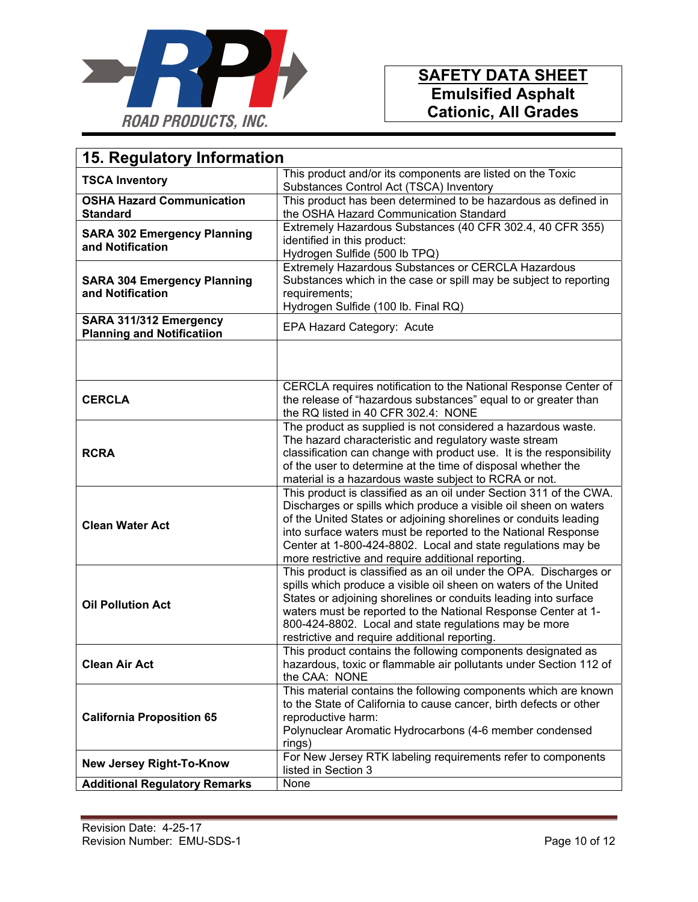**SAFETY DATA SHEET**
**Emulsified Asphalt**
**Cationic, All Grades**

## 15. Regulatory Information

| | |
|---|---|
| **TSCA Inventory** | This product and/or its components are listed on the Toxic Substances Control Act (TSCA) Inventory |
| **OSHA Hazard Communication Standard** | This product has been determined to be hazardous as defined in the OSHA Hazard Communication Standard |
| **SARA 302 Emergency Planning and Notification** | Extremely Hazardous Substances (40 CFR 302.4, 40 CFR 355) identified in this product:<br>Hydrogen Sulfide (500 lb TPQ) |
| **SARA 304 Emergency Planning and Notification** | Extremely Hazardous Substances or CERCLA Hazardous Substances which in the case or spill may be subject to reporting requirements;<br>Hydrogen Sulfide (100 lb. Final RQ) |
| **SARA 311/312 Emergency Planning and Notificatiion** | EPA Hazard Category: Acute |
| | |
| **CERCLA** | CERCLA requires notification to the National Response Center of the release of "hazardous substances" equal to or greater than the RQ listed in 40 CFR 302.4: NONE |
| **RCRA** | The product as supplied is not considered a hazardous waste. The hazard characteristic and regulatory waste stream classification can change with product use. It is the responsibility of the user to determine at the time of disposal whether the material is a hazardous waste subject to RCRA or not. |
| **Clean Water Act** | This product is classified as an oil under Section 311 of the CWA. Discharges or spills which produce a visible oil sheen on waters of the United States or adjoining shorelines or conduits leading into surface waters must be reported to the National Response Center at 1-800-424-8802. Local and state regulations may be more restrictive and require additional reporting. |
| **Oil Pollution Act** | This product is classified as an oil under the OPA. Discharges or spills which produce a visible oil sheen on waters of the United States or adjoining shorelines or conduits leading into surface waters must be reported to the National Response Center at 1-800-424-8802. Local and state regulations may be more restrictive and require additional reporting. |
| **Clean Air Act** | This product contains the following components designated as hazardous, toxic or flammable air pollutants under Section 112 of the CAA: NONE |
| **California Proposition 65** | This material contains the following components which are known to the State of California to cause cancer, birth defects or other reproductive harm:<br>Polynuclear Aromatic Hydrocarbons (4-6 member condensed rings) |
| **New Jersey Right-To-Know** | For New Jersey RTK labeling requirements refer to components listed in Section 3 |
| **Additional Regulatory Remarks** | None |

Revision Date: 4-25-17
Revision Number: EMU-SDS-1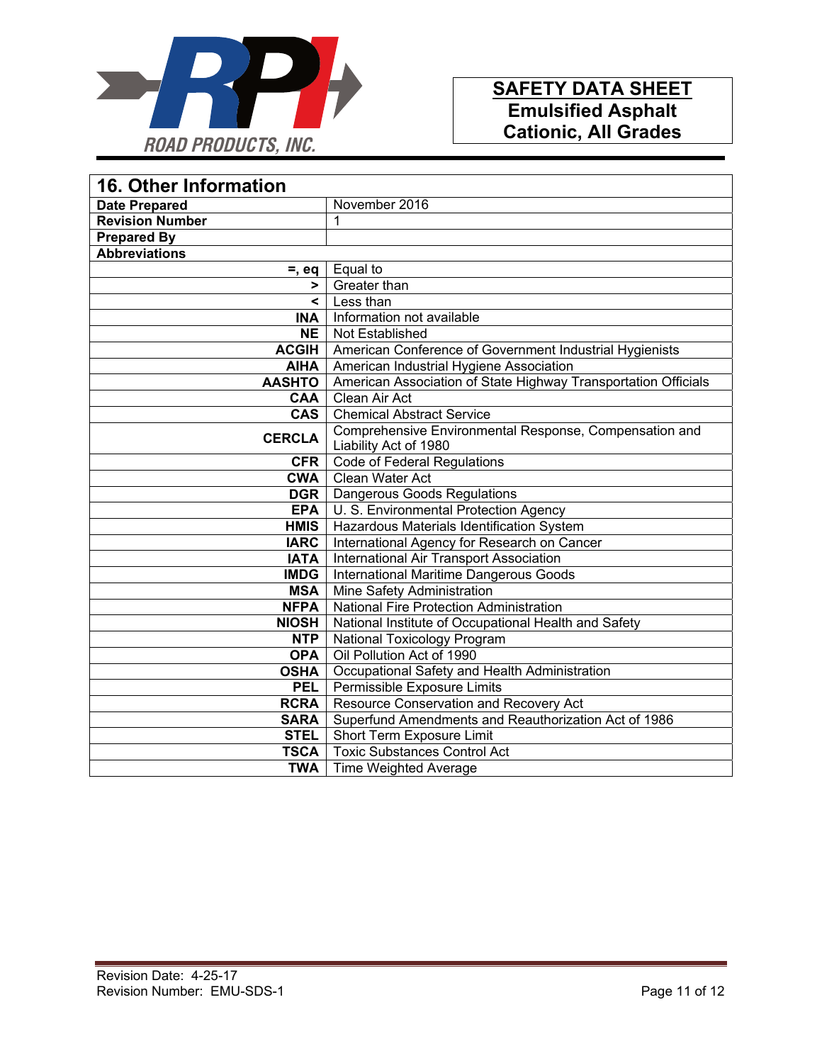## 16. Other Information

| | |
|---|---|
| **Date Prepared** | November 2016 |
| **Revision Number** | 1 |
| **Prepared By** | |
| **Abbreviations** | |
| **=, eq** | Equal to |
| **>** | Greater than |
| **<** | Less than |
| **INA** | Information not available |
| **NE** | Not Established |
| **ACGIH** | American Conference of Government Industrial Hygienists |
| **AIHA** | American Industrial Hygiene Association |
| **AASHTO** | American Association of State Highway Transportation Officials |
| **CAA** | Clean Air Act |
| **CAS** | Chemical Abstract Service |
| **CERCLA** | Comprehensive Environmental Response, Compensation and Liability Act of 1980 |
| **CFR** | Code of Federal Regulations |
| **CWA** | Clean Water Act |
| **DGR** | Dangerous Goods Regulations |
| **EPA** | U. S. Environmental Protection Agency |
| **HMIS** | Hazardous Materials Identification System |
| **IARC** | International Agency for Research on Cancer |
| **IATA** | International Air Transport Association |
| **IMDG** | International Maritime Dangerous Goods |
| **MSA** | Mine Safety Administration |
| **NFPA** | National Fire Protection Administration |
| **NIOSH** | National Institute of Occupational Health and Safety |
| **NTP** | National Toxicology Program |
| **OPA** | Oil Pollution Act of 1990 |
| **OSHA** | Occupational Safety and Health Administration |
| **PEL** | Permissible Exposure Limits |
| **RCRA** | Resource Conservation and Recovery Act |
| **SARA** | Superfund Amendments and Reauthorization Act of 1986 |
| **STEL** | Short Term Exposure Limit |
| **TSCA** | Toxic Substances Control Act |
| **TWA** | Time Weighted Average |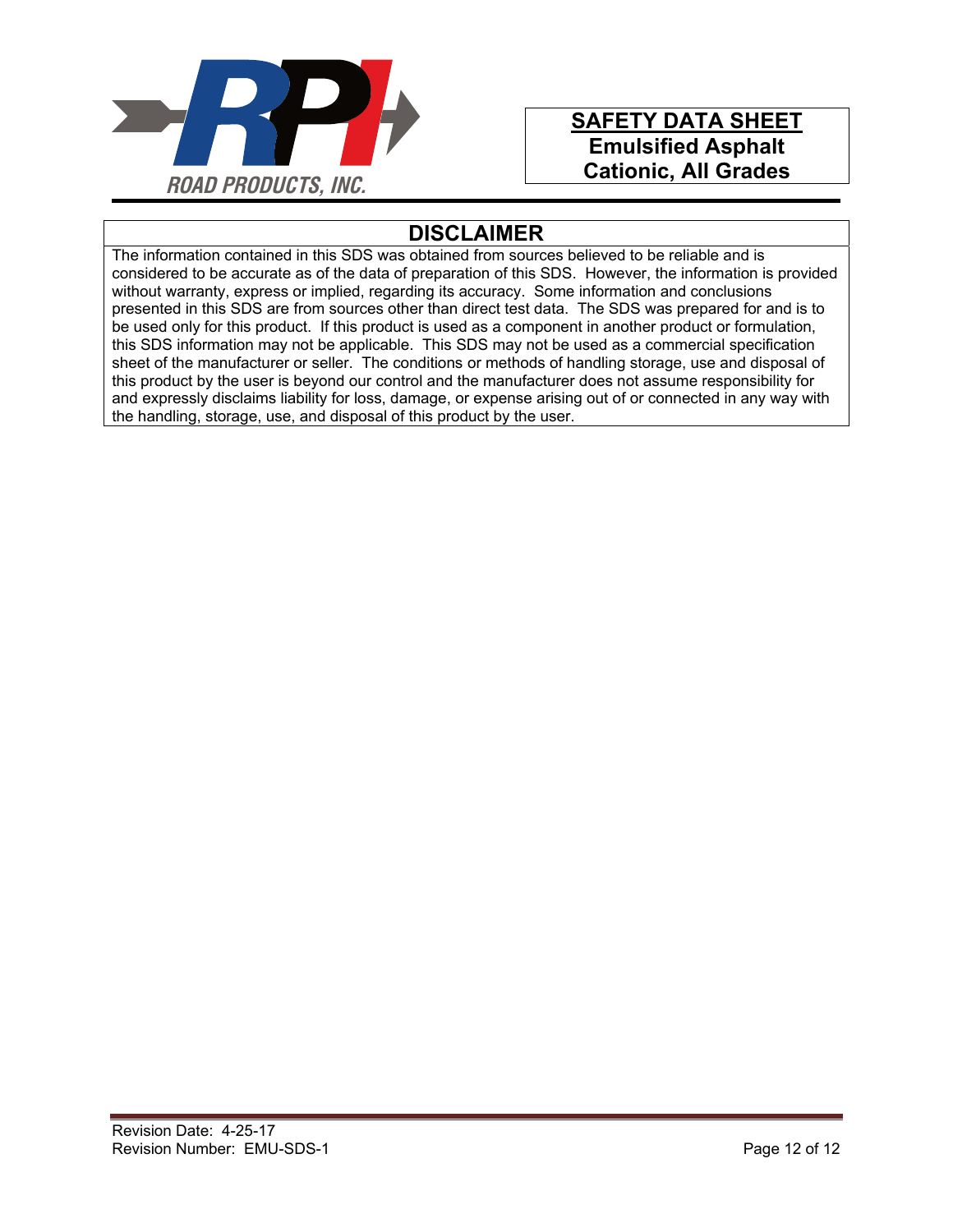## DISCLAIMER

The information contained in this SDS was obtained from sources believed to be reliable and is considered to be accurate as of the data of preparation of this SDS. However, the information is provided without warranty, express or implied, regarding its accuracy. Some information and conclusions presented in this SDS are from sources other than direct test data. The SDS was prepared for and is to be used only for this product. If this product is used as a component in another product or formulation, this SDS information may not be applicable. This SDS may not be used as a commercial specification sheet of the manufacturer or seller. The conditions or methods of handling storage, use and disposal of this product by the user is beyond our control and the manufacturer does not assume responsibility for and expressly disclaims liability for loss, damage, or expense arising out of or connected in any way with the handling, storage, use, and disposal of this product by the user.